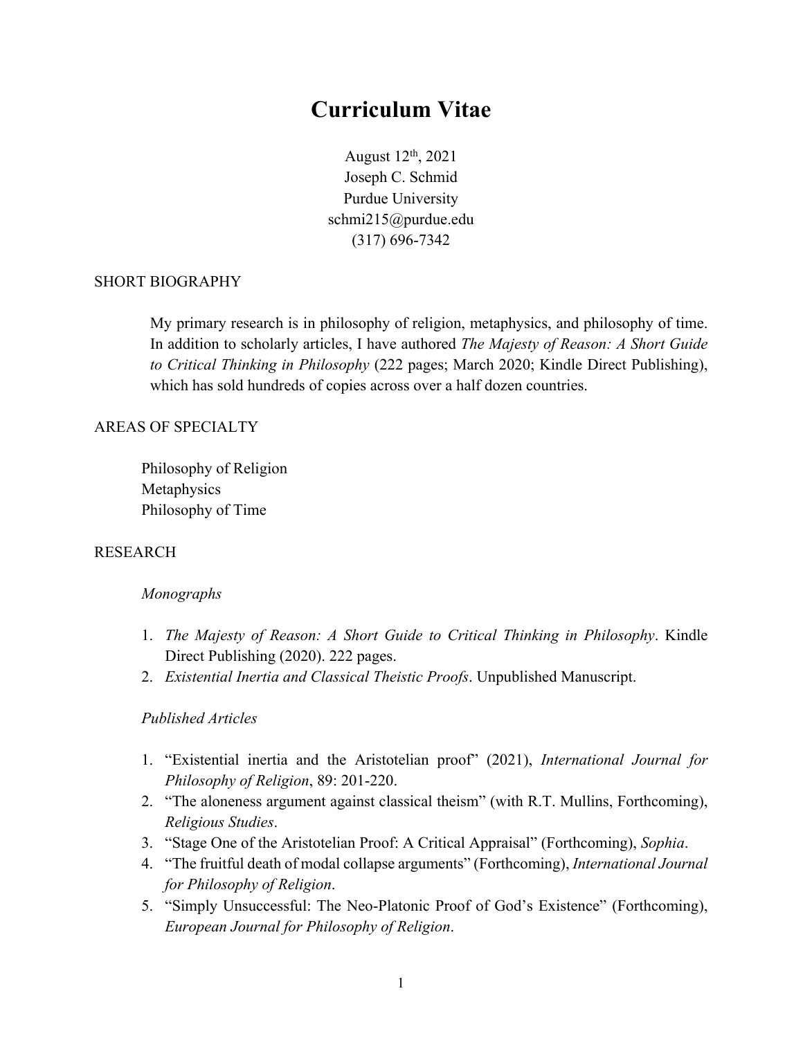# Curriculum Vitae

August 12th, 2021
Joseph C. Schmid
Purdue University
schmi215@purdue.edu
(317) 696-7342

## SHORT BIOGRAPHY

My primary research is in philosophy of religion, metaphysics, and philosophy of time. In addition to scholarly articles, I have authored *The Majesty of Reason: A Short Guide to Critical Thinking in Philosophy* (222 pages; March 2020; Kindle Direct Publishing), which has sold hundreds of copies across over a half dozen countries.

## AREAS OF SPECIALTY

Philosophy of Religion
Metaphysics
Philosophy of Time

## RESEARCH

### *Monographs*

1. *The Majesty of Reason: A Short Guide to Critical Thinking in Philosophy*. Kindle Direct Publishing (2020). 222 pages.
2. *Existential Inertia and Classical Theistic Proofs*. Unpublished Manuscript.

### *Published Articles*

1. "Existential inertia and the Aristotelian proof" (2021), *International Journal for Philosophy of Religion*, 89: 201-220.
2. "The aloneness argument against classical theism" (with R.T. Mullins, Forthcoming), *Religious Studies*.
3. "Stage One of the Aristotelian Proof: A Critical Appraisal" (Forthcoming), *Sophia*.
4. "The fruitful death of modal collapse arguments" (Forthcoming), *International Journal for Philosophy of Religion*.
5. "Simply Unsuccessful: The Neo-Platonic Proof of God's Existence" (Forthcoming), *European Journal for Philosophy of Religion*.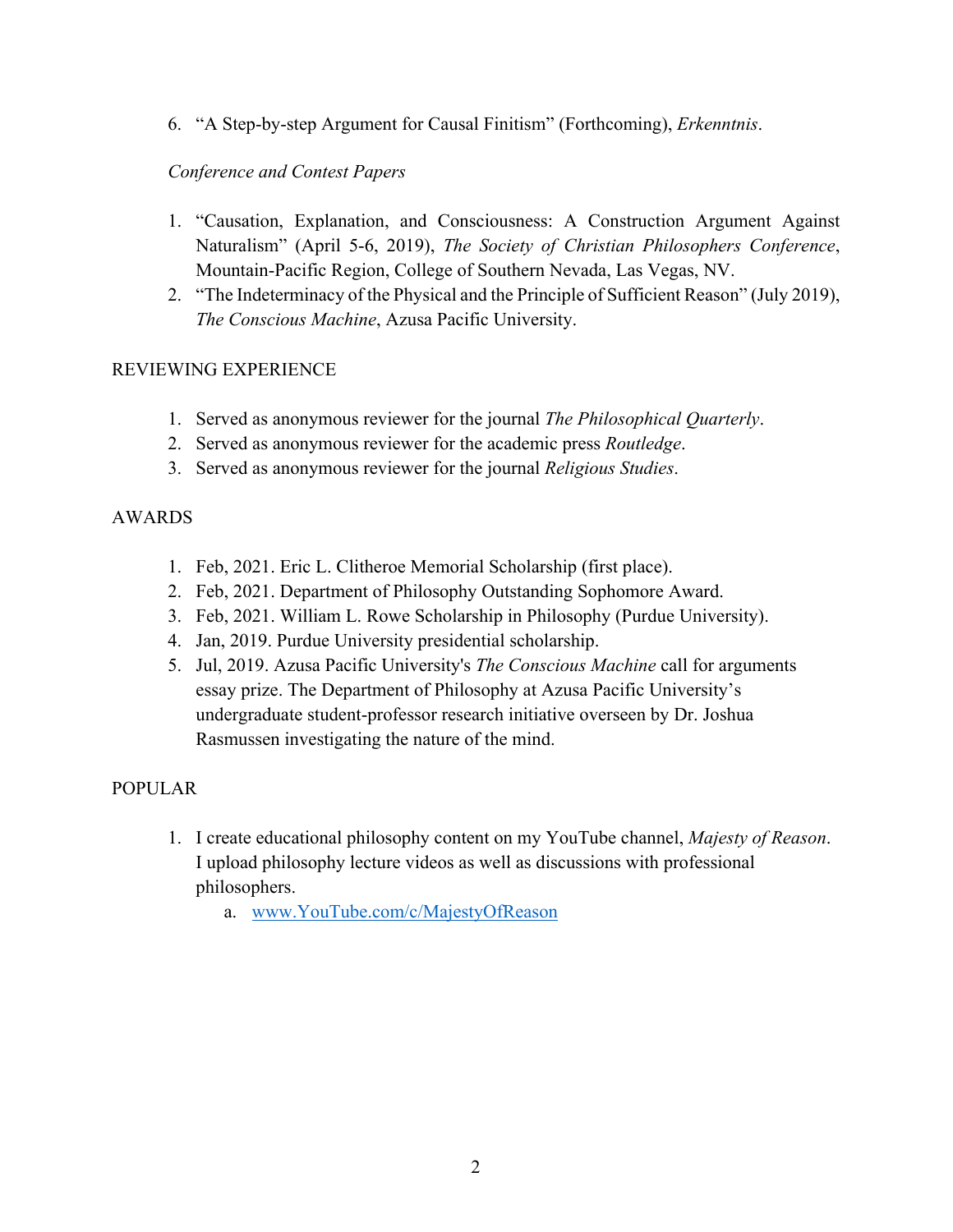6. "A Step-by-step Argument for Causal Finitism" (Forthcoming), *Erkenntnis*.

*Conference and Contest Papers*

1. "Causation, Explanation, and Consciousness: A Construction Argument Against Naturalism" (April 5-6, 2019), *The Society of Christian Philosophers Conference*, Mountain-Pacific Region, College of Southern Nevada, Las Vegas, NV.
2. "The Indeterminacy of the Physical and the Principle of Sufficient Reason" (July 2019), *The Conscious Machine*, Azusa Pacific University.

## REVIEWING EXPERIENCE

1. Served as anonymous reviewer for the journal *The Philosophical Quarterly*.
2. Served as anonymous reviewer for the academic press *Routledge*.
3. Served as anonymous reviewer for the journal *Religious Studies*.

## AWARDS

1. Feb, 2021. Eric L. Clitheroe Memorial Scholarship (first place).
2. Feb, 2021. Department of Philosophy Outstanding Sophomore Award.
3. Feb, 2021. William L. Rowe Scholarship in Philosophy (Purdue University).
4. Jan, 2019. Purdue University presidential scholarship.
5. Jul, 2019. Azusa Pacific University's *The Conscious Machine* call for arguments essay prize. The Department of Philosophy at Azusa Pacific University's undergraduate student-professor research initiative overseen by Dr. Joshua Rasmussen investigating the nature of the mind.

## POPULAR

1. I create educational philosophy content on my YouTube channel, *Majesty of Reason*. I upload philosophy lecture videos as well as discussions with professional philosophers.
    a. [www.YouTube.com/c/MajestyOfReason](http://www.YouTube.com/c/MajestyOfReason)